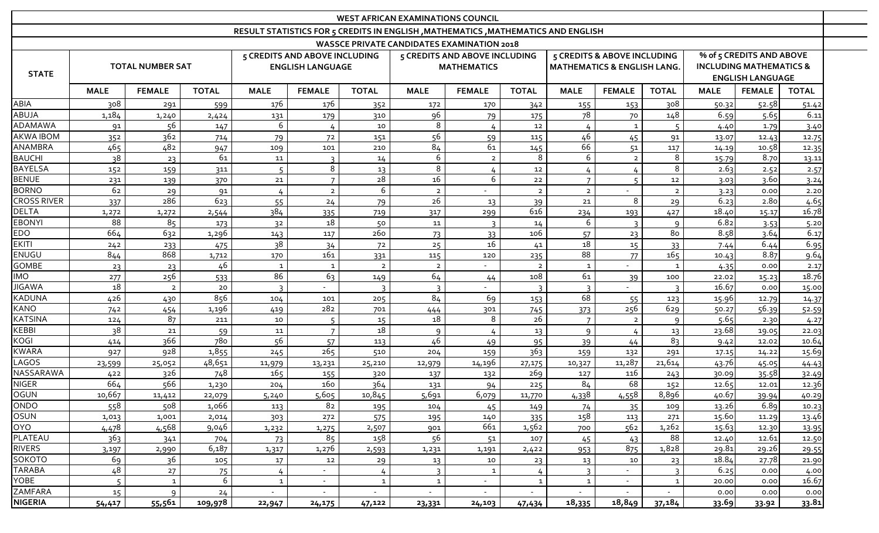# WEST AFRICAN EXAMINATIONS COUNCIL

## RESULT STATISTICS FOR 5 CREDITS IN ENGLISH ,MATHEMATICS ,MATHEMATICS AND ENGLISH

### WASSCE PRIVATE CANDIDATES EXAMINATION 2018

| STATE | TOTAL NUMBER SAT | | | 5 CREDITS AND ABOVE INCLUDING ENGLISH LANGUAGE | | | 5 CREDITS AND ABOVE INCLUDING MATHEMATICS | | | 5 CREDITS & ABOVE INCLUDING MATHEMATICS & ENGLISH LANG. | | | % of 5 CREDITS AND ABOVE INCLUDING MATHEMATICS & ENGLISH LANGUAGE | | |
|---|---|---|---|---|---|---|---|---|---|---|---|---|---|---|---|
| | MALE | FEMALE | TOTAL | MALE | FEMALE | TOTAL | MALE | FEMALE | TOTAL | MALE | FEMALE | TOTAL | MALE | FEMALE | TOTAL |
| ABIA | 308 | 291 | 599 | 176 | 176 | 352 | 172 | 170 | 342 | 155 | 153 | 308 | 50.32 | 52.58 | 51.42 |
| ABUJA | 1,184 | 1,240 | 2,424 | 131 | 179 | 310 | 96 | 79 | 175 | 78 | 70 | 148 | 6.59 | 5.65 | 6.11 |
| ADAMAWA | 91 | 56 | 147 | 6 | 4 | 10 | 8 | 4 | 12 | 4 | 1 | 5 | 4.40 | 1.79 | 3.40 |
| AKWA IBOM | 352 | 362 | 714 | 79 | 72 | 151 | 56 | 59 | 115 | 46 | 45 | 91 | 13.07 | 12.43 | 12.75 |
| ANAMBRA | 465 | 482 | 947 | 109 | 101 | 210 | 84 | 61 | 145 | 66 | 51 | 117 | 14.19 | 10.58 | 12.35 |
| BAUCHI | 38 | 23 | 61 | 11 | 3 | 14 | 6 | 2 | 8 | 6 | 2 | 8 | 15.79 | 8.70 | 13.11 |
| BAYELSA | 152 | 159 | 311 | 5 | 8 | 13 | 8 | 4 | 12 | 4 | 4 | 8 | 2.63 | 2.52 | 2.57 |
| BENUE | 231 | 139 | 370 | 21 | 7 | 28 | 16 | 6 | 22 | 7 | 5 | 12 | 3.03 | 3.60 | 3.24 |
| BORNO | 62 | 29 | 91 | 4 | 2 | 6 | 2 | - | 2 | 2 | - | 2 | 3.23 | 0.00 | 2.20 |
| CROSS RIVER | 337 | 286 | 623 | 55 | 24 | 79 | 26 | 13 | 39 | 21 | 8 | 29 | 6.23 | 2.80 | 4.65 |
| DELTA | 1,272 | 1,272 | 2,544 | 384 | 335 | 719 | 317 | 299 | 616 | 234 | 193 | 427 | 18.40 | 15.17 | 16.78 |
| EBONYI | 88 | 85 | 173 | 32 | 18 | 50 | 11 | 3 | 14 | 6 | 3 | 9 | 6.82 | 3.53 | 5.20 |
| EDO | 664 | 632 | 1,296 | 143 | 117 | 260 | 73 | 33 | 106 | 57 | 23 | 80 | 8.58 | 3.64 | 6.17 |
| EKITI | 242 | 233 | 475 | 38 | 34 | 72 | 25 | 16 | 41 | 18 | 15 | 33 | 7.44 | 6.44 | 6.95 |
| ENUGU | 844 | 868 | 1,712 | 170 | 161 | 331 | 115 | 120 | 235 | 88 | 77 | 165 | 10.43 | 8.87 | 9.64 |
| GOMBE | 23 | 23 | 46 | 1 | 1 | 2 | 2 | - | 2 | 1 | - | 1 | 4.35 | 0.00 | 2.17 |
| IMO | 277 | 256 | 533 | 86 | 63 | 149 | 64 | 44 | 108 | 61 | 39 | 100 | 22.02 | 15.23 | 18.76 |
| JIGAWA | 18 | 2 | 20 | 3 | - | 3 | 3 | - | 3 | 3 | - | 3 | 16.67 | 0.00 | 15.00 |
| KADUNA | 426 | 430 | 856 | 104 | 101 | 205 | 84 | 69 | 153 | 68 | 55 | 123 | 15.96 | 12.79 | 14.37 |
| KANO | 742 | 454 | 1,196 | 419 | 282 | 701 | 444 | 301 | 745 | 373 | 256 | 629 | 50.27 | 56.39 | 52.59 |
| KATSINA | 124 | 87 | 211 | 10 | 5 | 15 | 18 | 8 | 26 | 7 | 2 | 9 | 5.65 | 2.30 | 4.27 |
| KEBBI | 38 | 21 | 59 | 11 | 7 | 18 | 9 | 4 | 13 | 9 | 4 | 13 | 23.68 | 19.05 | 22.03 |
| KOGI | 414 | 366 | 780 | 56 | 57 | 113 | 46 | 49 | 95 | 39 | 44 | 83 | 9.42 | 12.02 | 10.64 |
| KWARA | 927 | 928 | 1,855 | 245 | 265 | 510 | 204 | 159 | 363 | 159 | 132 | 291 | 17.15 | 14.22 | 15.69 |
| LAGOS | 23,599 | 25,052 | 48,651 | 11,979 | 13,231 | 25,210 | 12,979 | 14,196 | 27,175 | 10,327 | 11,287 | 21,614 | 43.76 | 45.05 | 44.43 |
| NASSARAWA | 422 | 326 | 748 | 165 | 155 | 320 | 137 | 132 | 269 | 127 | 116 | 243 | 30.09 | 35.58 | 32.49 |
| NIGER | 664 | 566 | 1,230 | 204 | 160 | 364 | 131 | 94 | 225 | 84 | 68 | 152 | 12.65 | 12.01 | 12.36 |
| OGUN | 10,667 | 11,412 | 22,079 | 5,240 | 5,605 | 10,845 | 5,691 | 6,079 | 11,770 | 4,338 | 4,558 | 8,896 | 40.67 | 39.94 | 40.29 |
| ONDO | 558 | 508 | 1,066 | 113 | 82 | 195 | 104 | 45 | 149 | 74 | 35 | 109 | 13.26 | 6.89 | 10.23 |
| OSUN | 1,013 | 1,001 | 2,014 | 303 | 272 | 575 | 195 | 140 | 335 | 158 | 113 | 271 | 15.60 | 11.29 | 13.46 |
| OYO | 4,478 | 4,568 | 9,046 | 1,232 | 1,275 | 2,507 | 901 | 661 | 1,562 | 700 | 562 | 1,262 | 15.63 | 12.30 | 13.95 |
| PLATEAU | 363 | 341 | 704 | 73 | 85 | 158 | 56 | 51 | 107 | 45 | 43 | 88 | 12.40 | 12.61 | 12.50 |
| RIVERS | 3,197 | 2,990 | 6,187 | 1,317 | 1,276 | 2,593 | 1,231 | 1,191 | 2,422 | 953 | 875 | 1,828 | 29.81 | 29.26 | 29.55 |
| SOKOTO | 69 | 36 | 105 | 17 | 12 | 29 | 13 | 10 | 23 | 13 | 10 | 23 | 18.84 | 27.78 | 21.90 |
| TARABA | 48 | 27 | 75 | 4 | - | 4 | 3 | 1 | 4 | 3 | - | 3 | 6.25 | 0.00 | 4.00 |
| YOBE | 5 | 1 | 6 | 1 | - | 1 | 1 | - | 1 | 1 | - | 1 | 20.00 | 0.00 | 16.67 |
| ZAMFARA | 15 | 9 | 24 | - | - | - | - | - | - | - | - | - | 0.00 | 0.00 | 0.00 |
| NIGERIA | 54,417 | 55,561 | 109,978 | 22,947 | 24,175 | 47,122 | 23,331 | 24,103 | 47,434 | 18,335 | 18,849 | 37,184 | 33.69 | 33.92 | 33.81 |